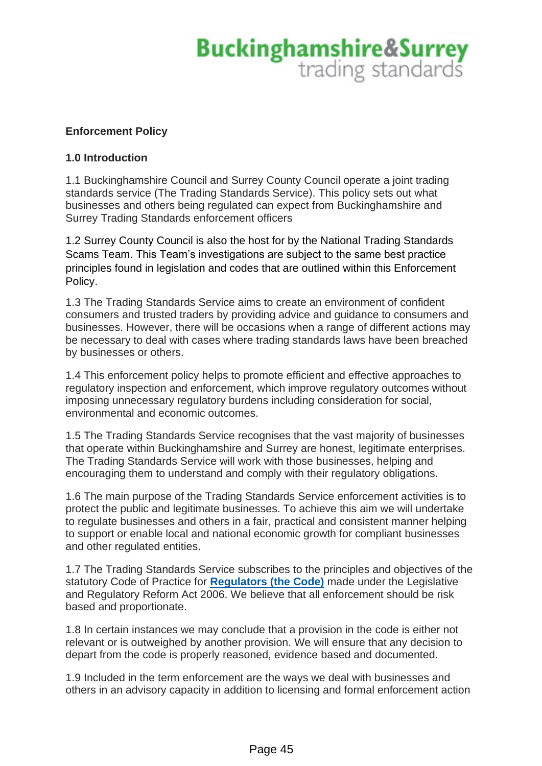Buckinghamshire&Surrey trading standards

**Enforcement Policy**

**1.0 Introduction**

1.1 Buckinghamshire Council and Surrey County Council operate a joint trading standards service (The Trading Standards Service). This policy sets out what businesses and others being regulated can expect from Buckinghamshire and Surrey Trading Standards enforcement officers

1.2 Surrey County Council is also the host for by the National Trading Standards Scams Team. This Team's investigations are subject to the same best practice principles found in legislation and codes that are outlined within this Enforcement Policy.

1.3 The Trading Standards Service aims to create an environment of confident consumers and trusted traders by providing advice and guidance to consumers and businesses. However, there will be occasions when a range of different actions may be necessary to deal with cases where trading standards laws have been breached by businesses or others.

1.4 This enforcement policy helps to promote efficient and effective approaches to regulatory inspection and enforcement, which improve regulatory outcomes without imposing unnecessary regulatory burdens including consideration for social, environmental and economic outcomes.

1.5 The Trading Standards Service recognises that the vast majority of businesses that operate within Buckinghamshire and Surrey are honest, legitimate enterprises. The Trading Standards Service will work with those businesses, helping and encouraging them to understand and comply with their regulatory obligations.

1.6 The main purpose of the Trading Standards Service enforcement activities is to protect the public and legitimate businesses. To achieve this aim we will undertake to regulate businesses and others in a fair, practical and consistent manner helping to support or enable local and national economic growth for compliant businesses and other regulated entities.

1.7 The Trading Standards Service subscribes to the principles and objectives of the statutory Code of Practice for **Regulators (the Code)** made under the Legislative and Regulatory Reform Act 2006. We believe that all enforcement should be risk based and proportionate.

1.8 In certain instances we may conclude that a provision in the code is either not relevant or is outweighed by another provision. We will ensure that any decision to depart from the code is properly reasoned, evidence based and documented.

1.9 Included in the term enforcement are the ways we deal with businesses and others in an advisory capacity in addition to licensing and formal enforcement action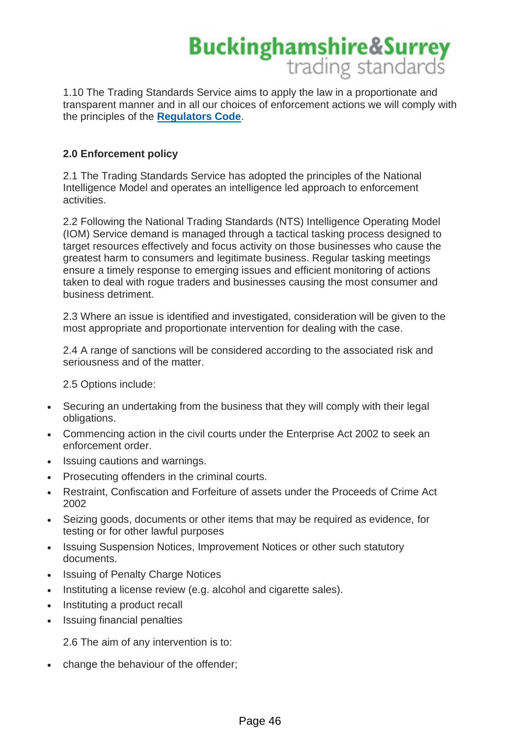1.10 The Trading Standards Service aims to apply the law in a proportionate and transparent manner and in all our choices of enforcement actions we will comply with the principles of the **Regulators Code**.

## 2.0 Enforcement policy

2.1 The Trading Standards Service has adopted the principles of the National Intelligence Model and operates an intelligence led approach to enforcement activities.

2.2 Following the National Trading Standards (NTS) Intelligence Operating Model (IOM) Service demand is managed through a tactical tasking process designed to target resources effectively and focus activity on those businesses who cause the greatest harm to consumers and legitimate business. Regular tasking meetings ensure a timely response to emerging issues and efficient monitoring of actions taken to deal with rogue traders and businesses causing the most consumer and business detriment.

2.3 Where an issue is identified and investigated, consideration will be given to the most appropriate and proportionate intervention for dealing with the case.

2.4 A range of sanctions will be considered according to the associated risk and seriousness and of the matter.

2.5 Options include:

- Securing an undertaking from the business that they will comply with their legal obligations.
- Commencing action in the civil courts under the Enterprise Act 2002 to seek an enforcement order.
- Issuing cautions and warnings.
- Prosecuting offenders in the criminal courts.
- Restraint, Confiscation and Forfeiture of assets under the Proceeds of Crime Act 2002
- Seizing goods, documents or other items that may be required as evidence, for testing or for other lawful purposes
- Issuing Suspension Notices, Improvement Notices or other such statutory documents.
- Issuing of Penalty Charge Notices
- Instituting a license review (e.g. alcohol and cigarette sales).
- Instituting a product recall
- Issuing financial penalties

2.6 The aim of any intervention is to:

- change the behaviour of the offender;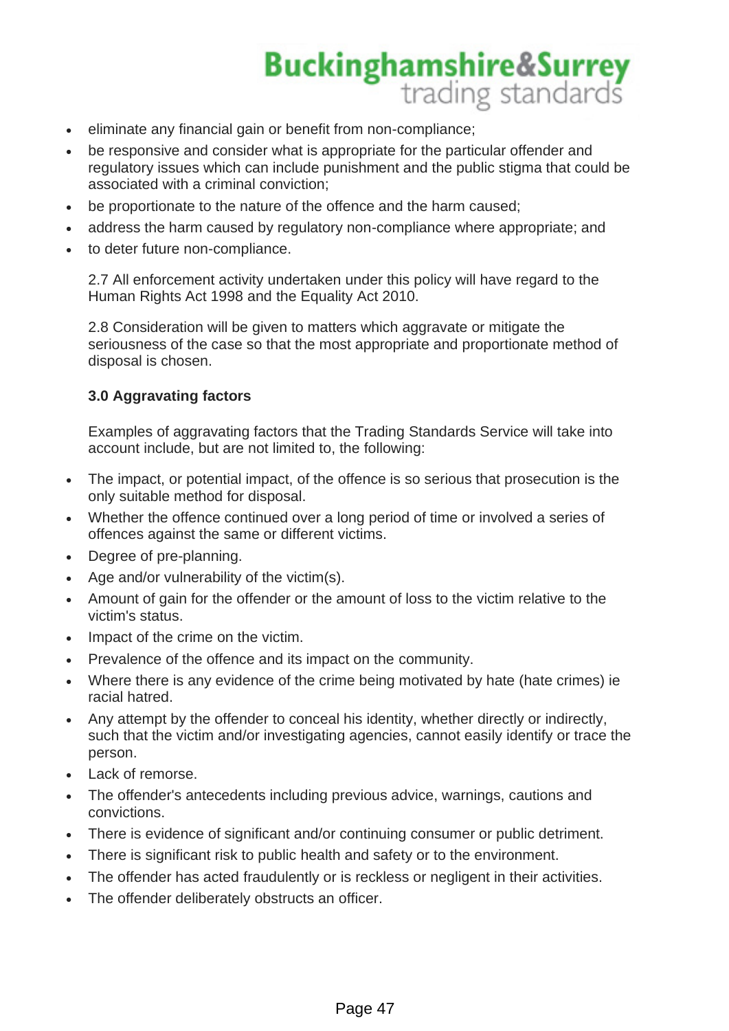- eliminate any financial gain or benefit from non-compliance;
- be responsive and consider what is appropriate for the particular offender and regulatory issues which can include punishment and the public stigma that could be associated with a criminal conviction;
- be proportionate to the nature of the offence and the harm caused;
- address the harm caused by regulatory non-compliance where appropriate; and
- to deter future non-compliance.

2.7 All enforcement activity undertaken under this policy will have regard to the Human Rights Act 1998 and the Equality Act 2010.

2.8 Consideration will be given to matters which aggravate or mitigate the seriousness of the case so that the most appropriate and proportionate method of disposal is chosen.

### 3.0 Aggravating factors

Examples of aggravating factors that the Trading Standards Service will take into account include, but are not limited to, the following:

- The impact, or potential impact, of the offence is so serious that prosecution is the only suitable method for disposal.
- Whether the offence continued over a long period of time or involved a series of offences against the same or different victims.
- Degree of pre-planning.
- Age and/or vulnerability of the victim(s).
- Amount of gain for the offender or the amount of loss to the victim relative to the victim's status.
- Impact of the crime on the victim.
- Prevalence of the offence and its impact on the community.
- Where there is any evidence of the crime being motivated by hate (hate crimes) ie racial hatred.
- Any attempt by the offender to conceal his identity, whether directly or indirectly, such that the victim and/or investigating agencies, cannot easily identify or trace the person.
- Lack of remorse.
- The offender's antecedents including previous advice, warnings, cautions and convictions.
- There is evidence of significant and/or continuing consumer or public detriment.
- There is significant risk to public health and safety or to the environment.
- The offender has acted fraudulently or is reckless or negligent in their activities.
- The offender deliberately obstructs an officer.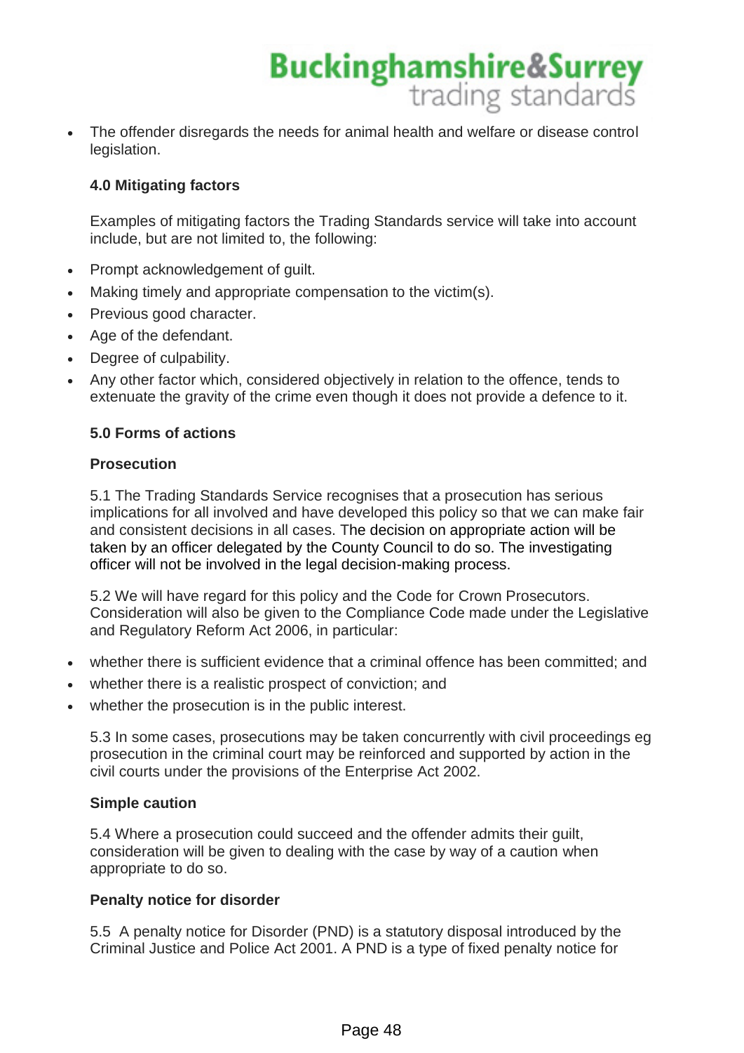- The offender disregards the needs for animal health and welfare or disease control legislation.

**4.0 Mitigating factors**

Examples of mitigating factors the Trading Standards service will take into account include, but are not limited to, the following:

- Prompt acknowledgement of guilt.
- Making timely and appropriate compensation to the victim(s).
- Previous good character.
- Age of the defendant.
- Degree of culpability.
- Any other factor which, considered objectively in relation to the offence, tends to extenuate the gravity of the crime even though it does not provide a defence to it.

**5.0 Forms of actions**

**Prosecution**

5.1 The Trading Standards Service recognises that a prosecution has serious implications for all involved and have developed this policy so that we can make fair and consistent decisions in all cases. The decision on appropriate action will be taken by an officer delegated by the County Council to do so. The investigating officer will not be involved in the legal decision-making process.

5.2 We will have regard for this policy and the Code for Crown Prosecutors. Consideration will also be given to the Compliance Code made under the Legislative and Regulatory Reform Act 2006, in particular:

- whether there is sufficient evidence that a criminal offence has been committed; and
- whether there is a realistic prospect of conviction; and
- whether the prosecution is in the public interest.

5.3 In some cases, prosecutions may be taken concurrently with civil proceedings eg prosecution in the criminal court may be reinforced and supported by action in the civil courts under the provisions of the Enterprise Act 2002.

**Simple caution**

5.4 Where a prosecution could succeed and the offender admits their guilt, consideration will be given to dealing with the case by way of a caution when appropriate to do so.

**Penalty notice for disorder**

5.5 A penalty notice for Disorder (PND) is a statutory disposal introduced by the Criminal Justice and Police Act 2001. A PND is a type of fixed penalty notice for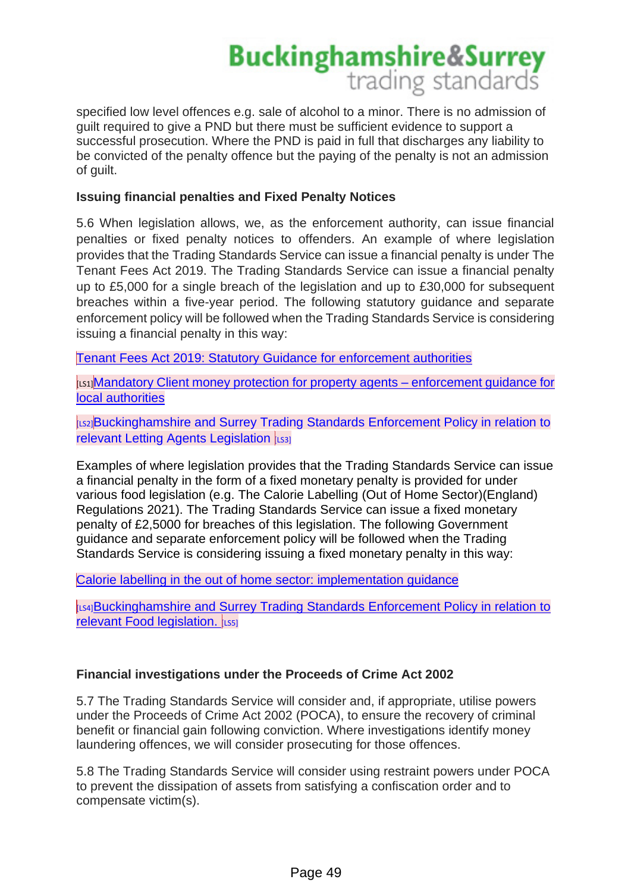specified low level offences e.g. sale of alcohol to a minor. There is no admission of guilt required to give a PND but there must be sufficient evidence to support a successful prosecution. Where the PND is paid in full that discharges any liability to be convicted of the penalty offence but the paying of the penalty is not an admission of guilt.

**Issuing financial penalties and Fixed Penalty Notices**

5.6 When legislation allows, we, as the enforcement authority, can issue financial penalties or fixed penalty notices to offenders. An example of where legislation provides that the Trading Standards Service can issue a financial penalty is under The Tenant Fees Act 2019. The Trading Standards Service can issue a financial penalty up to £5,000 for a single breach of the legislation and up to £30,000 for subsequent breaches within a five-year period. The following statutory guidance and separate enforcement policy will be followed when the Trading Standards Service is considering issuing a financial penalty in this way:

Tenant Fees Act 2019: Statutory Guidance for enforcement authorities

[LS1]Mandatory Client money protection for property agents – enforcement guidance for local authorities

[LS2]Buckinghamshire and Surrey Trading Standards Enforcement Policy in relation to relevant Letting Agents Legislation [LS3]

Examples of where legislation provides that the Trading Standards Service can issue a financial penalty in the form of a fixed monetary penalty is provided for under various food legislation (e.g. The Calorie Labelling (Out of Home Sector)(England) Regulations 2021). The Trading Standards Service can issue a fixed monetary penalty of £2,5000 for breaches of this legislation. The following Government guidance and separate enforcement policy will be followed when the Trading Standards Service is considering issuing a fixed monetary penalty in this way:

Calorie labelling in the out of home sector: implementation guidance

[LS4]Buckinghamshire and Surrey Trading Standards Enforcement Policy in relation to relevant Food legislation. [LS5]

**Financial investigations under the Proceeds of Crime Act 2002**

5.7 The Trading Standards Service will consider and, if appropriate, utilise powers under the Proceeds of Crime Act 2002 (POCA), to ensure the recovery of criminal benefit or financial gain following conviction. Where investigations identify money laundering offences, we will consider prosecuting for those offences.

5.8 The Trading Standards Service will consider using restraint powers under POCA to prevent the dissipation of assets from satisfying a confiscation order and to compensate victim(s).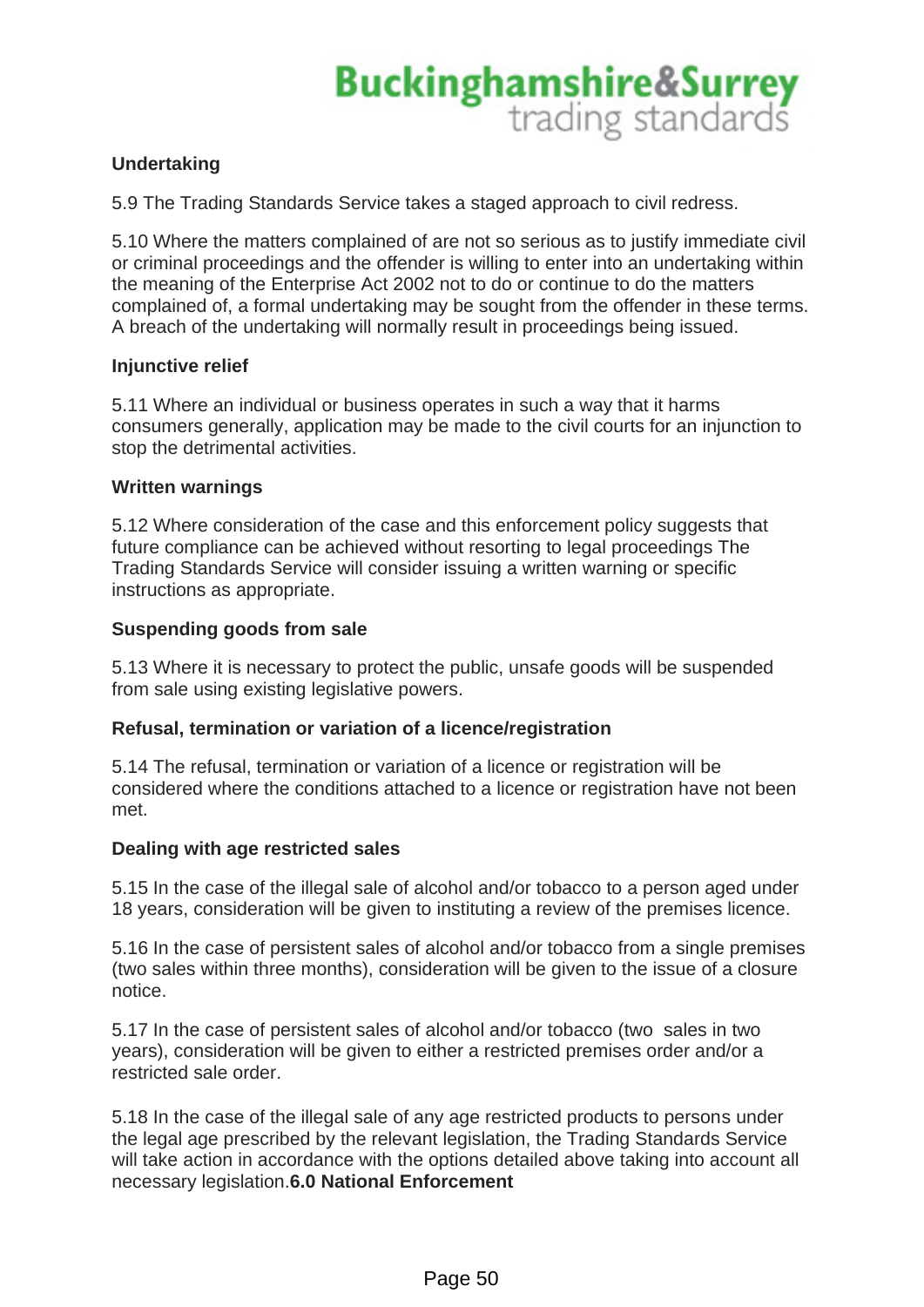**Undertaking**

5.9 The Trading Standards Service takes a staged approach to civil redress.

5.10 Where the matters complained of are not so serious as to justify immediate civil or criminal proceedings and the offender is willing to enter into an undertaking within the meaning of the Enterprise Act 2002 not to do or continue to do the matters complained of, a formal undertaking may be sought from the offender in these terms. A breach of the undertaking will normally result in proceedings being issued.

**Injunctive relief**

5.11 Where an individual or business operates in such a way that it harms consumers generally, application may be made to the civil courts for an injunction to stop the detrimental activities.

**Written warnings**

5.12 Where consideration of the case and this enforcement policy suggests that future compliance can be achieved without resorting to legal proceedings The Trading Standards Service will consider issuing a written warning or specific instructions as appropriate.

**Suspending goods from sale**

5.13 Where it is necessary to protect the public, unsafe goods will be suspended from sale using existing legislative powers.

**Refusal, termination or variation of a licence/registration**

5.14 The refusal, termination or variation of a licence or registration will be considered where the conditions attached to a licence or registration have not been met.

**Dealing with age restricted sales**

5.15 In the case of the illegal sale of alcohol and/or tobacco to a person aged under 18 years, consideration will be given to instituting a review of the premises licence.

5.16 In the case of persistent sales of alcohol and/or tobacco from a single premises (two sales within three months), consideration will be given to the issue of a closure notice.

5.17 In the case of persistent sales of alcohol and/or tobacco (two sales in two years), consideration will be given to either a restricted premises order and/or a restricted sale order.

5.18 In the case of the illegal sale of any age restricted products to persons under the legal age prescribed by the relevant legislation, the Trading Standards Service will take action in accordance with the options detailed above taking into account all necessary legislation.

**6.0 National Enforcement**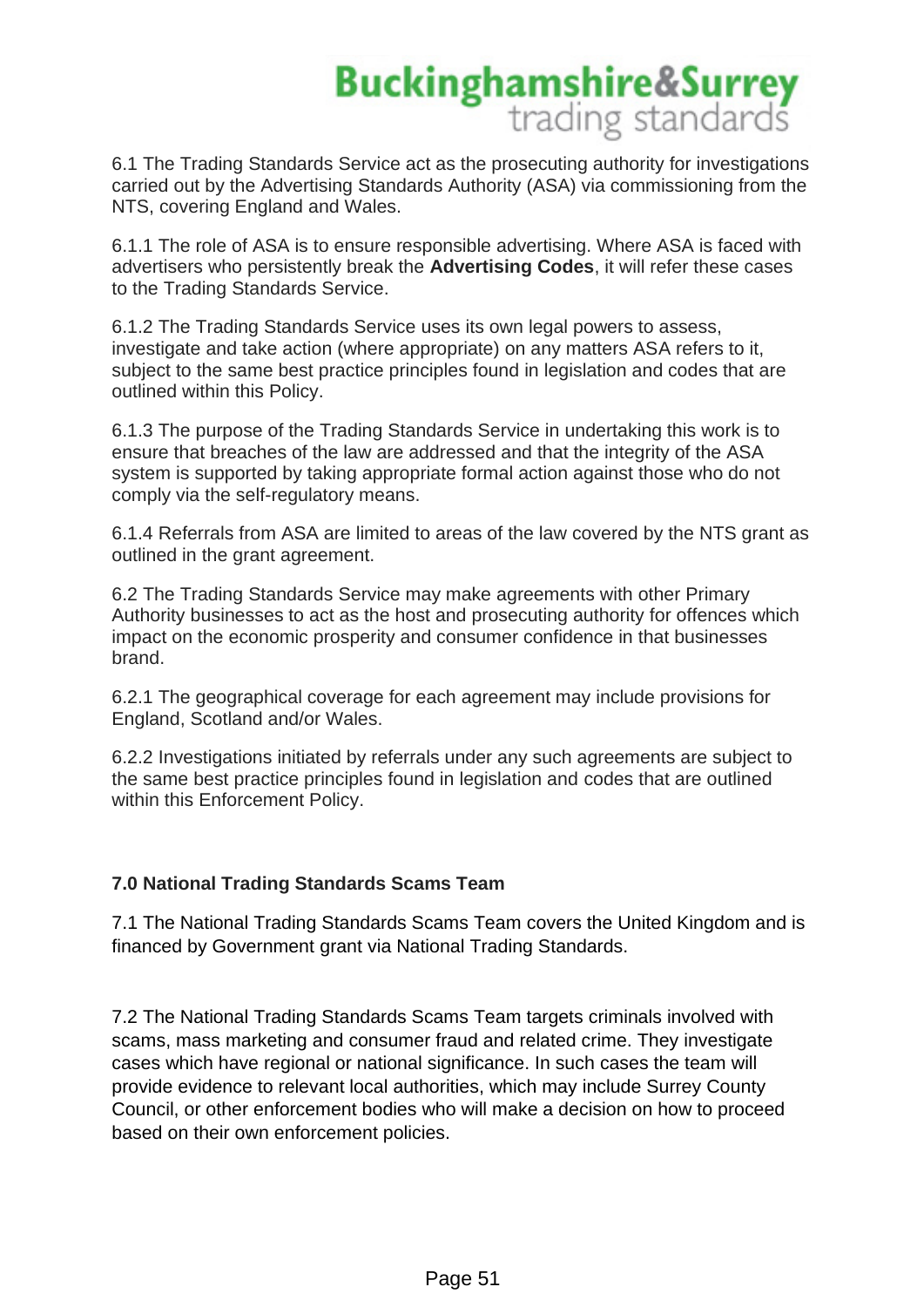6.1 The Trading Standards Service act as the prosecuting authority for investigations carried out by the Advertising Standards Authority (ASA) via commissioning from the NTS, covering England and Wales.

6.1.1 The role of ASA is to ensure responsible advertising. Where ASA is faced with advertisers who persistently break the **Advertising Codes**, it will refer these cases to the Trading Standards Service.

6.1.2 The Trading Standards Service uses its own legal powers to assess, investigate and take action (where appropriate) on any matters ASA refers to it, subject to the same best practice principles found in legislation and codes that are outlined within this Policy.

6.1.3 The purpose of the Trading Standards Service in undertaking this work is to ensure that breaches of the law are addressed and that the integrity of the ASA system is supported by taking appropriate formal action against those who do not comply via the self-regulatory means.

6.1.4 Referrals from ASA are limited to areas of the law covered by the NTS grant as outlined in the grant agreement.

6.2 The Trading Standards Service may make agreements with other Primary Authority businesses to act as the host and prosecuting authority for offences which impact on the economic prosperity and consumer confidence in that businesses brand.

6.2.1 The geographical coverage for each agreement may include provisions for England, Scotland and/or Wales.

6.2.2 Investigations initiated by referrals under any such agreements are subject to the same best practice principles found in legislation and codes that are outlined within this Enforcement Policy.

## 7.0 National Trading Standards Scams Team

7.1 The National Trading Standards Scams Team covers the United Kingdom and is financed by Government grant via National Trading Standards.

7.2 The National Trading Standards Scams Team targets criminals involved with scams, mass marketing and consumer fraud and related crime. They investigate cases which have regional or national significance. In such cases the team will provide evidence to relevant local authorities, which may include Surrey County Council, or other enforcement bodies who will make a decision on how to proceed based on their own enforcement policies.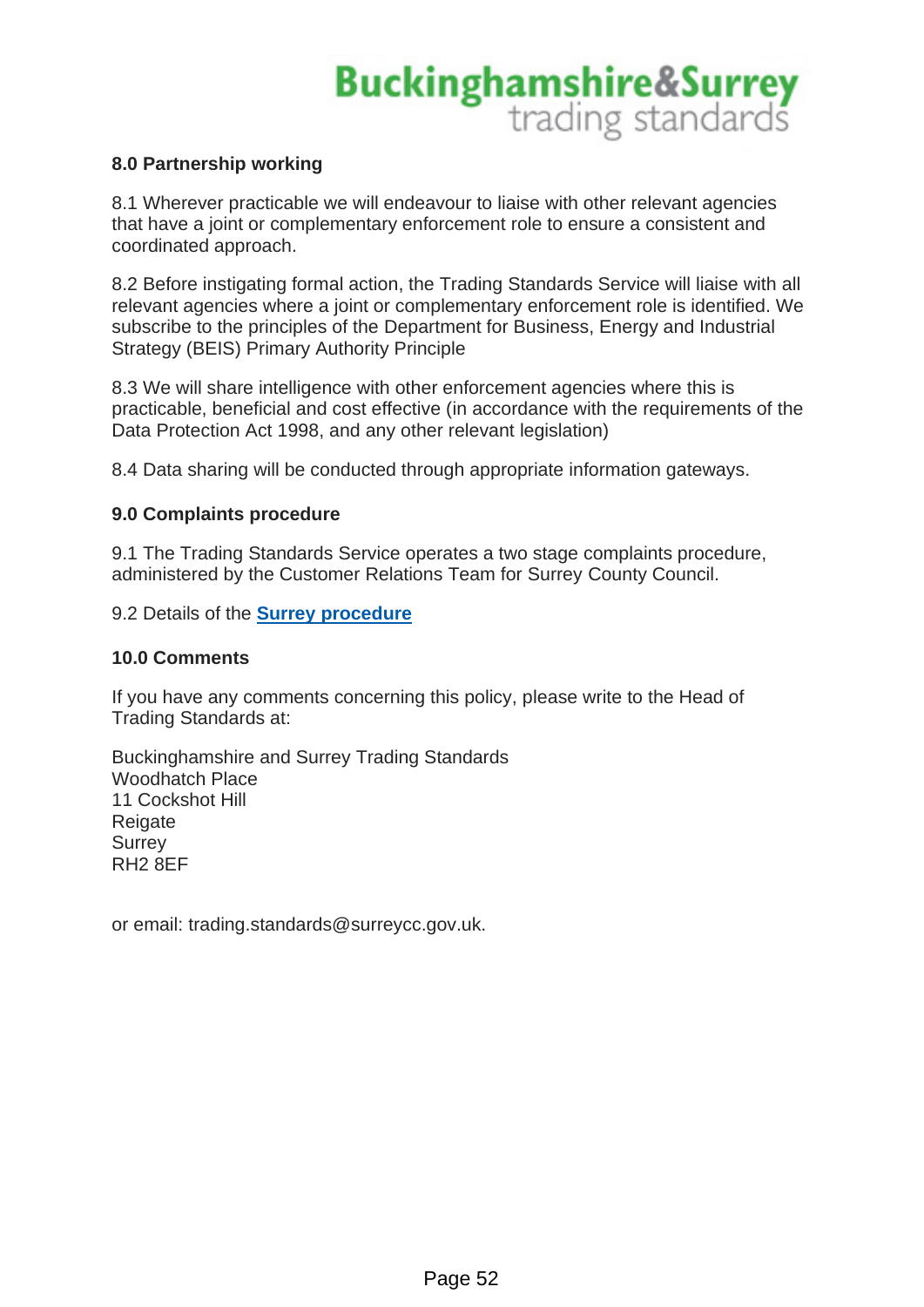### 8.0 Partnership working

8.1 Wherever practicable we will endeavour to liaise with other relevant agencies that have a joint or complementary enforcement role to ensure a consistent and coordinated approach.

8.2 Before instigating formal action, the Trading Standards Service will liaise with all relevant agencies where a joint or complementary enforcement role is identified. We subscribe to the principles of the Department for Business, Energy and Industrial Strategy (BEIS) Primary Authority Principle

8.3 We will share intelligence with other enforcement agencies where this is practicable, beneficial and cost effective (in accordance with the requirements of the Data Protection Act 1998, and any other relevant legislation)

8.4 Data sharing will be conducted through appropriate information gateways.

### 9.0 Complaints procedure

9.1 The Trading Standards Service operates a two stage complaints procedure, administered by the Customer Relations Team for Surrey County Council.

9.2 Details of the **Surrey procedure**

### 10.0 Comments

If you have any comments concerning this policy, please write to the Head of Trading Standards at:

Buckinghamshire and Surrey Trading Standards
Woodhatch Place
11 Cockshot Hill
Reigate
Surrey
RH2 8EF

or email: trading.standards@surreycc.gov.uk.